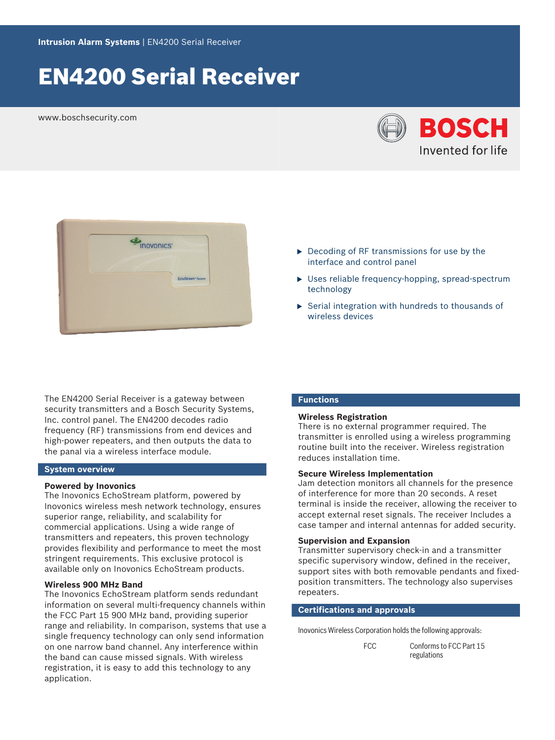**Intrusion Alarm Systems** | EN4200 Serial Receiver

# EN4200 Serial Receiver

www.boschsecurity.com

- Decoding of RF transmissions for use by the interface and control panel
- Uses reliable frequency-hopping, spread-spectrum technology
- Serial integration with hundreds to thousands of wireless devices

The EN4200 Serial Receiver is a gateway between security transmitters and a Bosch Security Systems, Inc. control panel. The EN4200 decodes radio frequency (RF) transmissions from end devices and high-power repeaters, and then outputs the data to the panal via a wireless interface module.

## System overview

### Powered by Inovonics

The Inovonics EchoStream platform, powered by Inovonics wireless mesh network technology, ensures superior range, reliability, and scalability for commercial applications. Using a wide range of transmitters and repeaters, this proven technology provides flexibility and performance to meet the most stringent requirements. This exclusive protocol is available only on Inovonics EchoStream products.

### Wireless 900 MHz Band

The Inovonics EchoStream platform sends redundant information on several multi-frequency channels within the FCC Part 15 900 MHz band, providing superior range and reliability. In comparison, systems that use a single frequency technology can only send information on one narrow band channel. Any interference within the band can cause missed signals. With wireless registration, it is easy to add this technology to any application.

## Functions

### Wireless Registration

There is no external programmer required. The transmitter is enrolled using a wireless programming routine built into the receiver. Wireless registration reduces installation time.

### Secure Wireless Implementation

Jam detection monitors all channels for the presence of interference for more than 20 seconds. A reset terminal is inside the receiver, allowing the receiver to accept external reset signals. The receiver Includes a case tamper and internal antennas for added security.

### Supervision and Expansion

Transmitter supervisory check-in and a transmitter specific supervisory window, defined in the receiver, support sites with both removable pendants and fixed-position transmitters. The technology also supervises repeaters.

## Certifications and approvals

Inovonics Wireless Corporation holds the following approvals:

| | |
|---|---|
| FCC | Conforms to FCC Part 15 regulations |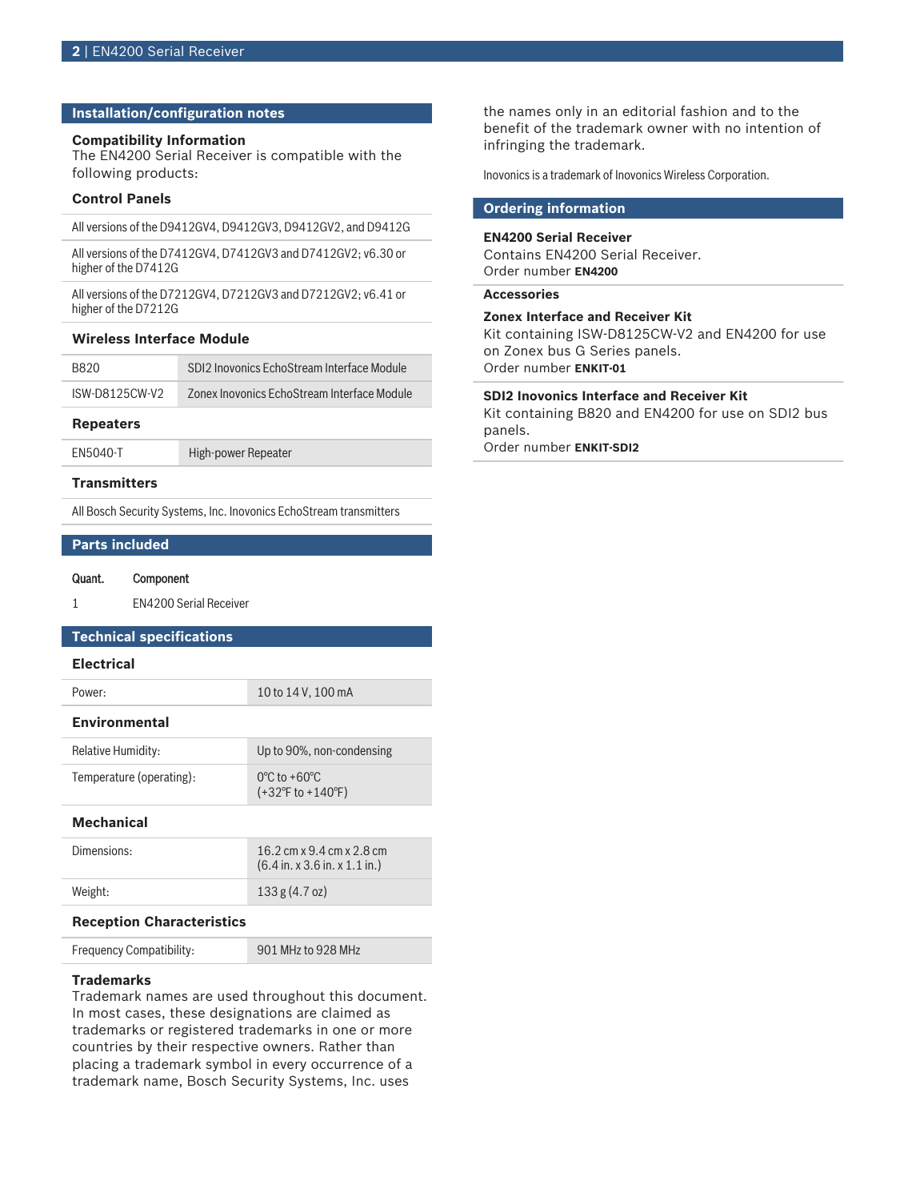## Installation/configuration notes

### Compatibility Information

The EN4200 Serial Receiver is compatible with the following products:

### Control Panels

| |
|---|
| All versions of the D9412GV4, D9412GV3, D9412GV2, and D9412G |
| All versions of the D7412GV4, D7412GV3 and D7412GV2; v6.30 or higher of the D7412G |
| All versions of the D7212GV4, D7212GV3 and D7212GV2; v6.41 or higher of the D7212G |

### Wireless Interface Module

| | |
|---|---|
| B820 | SDI2 Inovonics EchoStream Interface Module |
| ISW-D8125CW-V2 | Zonex Inovonics EchoStream Interface Module |

### Repeaters

| | |
|---|---|
| EN5040-T | High-power Repeater |

### Transmitters

| |
|---|
| All Bosch Security Systems, Inc. Inovonics EchoStream transmitters |

## Parts included

| Quant. | Component |
|---|---|
| 1 | EN4200 Serial Receiver |

## Technical specifications

### Electrical

| | |
|---|---|
| Power: | 10 to 14 V, 100 mA |

### Environmental

| | |
|---|---|
| Relative Humidity: | Up to 90%, non-condensing |
| Temperature (operating): | 0°C to +60°C (+32°F to +140°F) |

### Mechanical

| | |
|---|---|
| Dimensions: | 16.2 cm x 9.4 cm x 2.8 cm (6.4 in. x 3.6 in. x 1.1 in.) |
| Weight: | 133 g (4.7 oz) |

### Reception Characteristics

| | |
|---|---|
| Frequency Compatibility: | 901 MHz to 928 MHz |

### Trademarks

Trademark names are used throughout this document. In most cases, these designations are claimed as trademarks or registered trademarks in one or more countries by their respective owners. Rather than placing a trademark symbol in every occurrence of a trademark name, Bosch Security Systems, Inc. uses the names only in an editorial fashion and to the benefit of the trademark owner with no intention of infringing the trademark.

Inovonics is a trademark of Inovonics Wireless Corporation.

## Ordering information

**EN4200 Serial Receiver**
Contains EN4200 Serial Receiver.
Order number **EN4200**

### Accessories

**Zonex Interface and Receiver Kit**
Kit containing ISW-D8125CW-V2 and EN4200 for use on Zonex bus G Series panels.
Order number **ENKIT-01**

**SDI2 Inovonics Interface and Receiver Kit**
Kit containing B820 and EN4200 for use on SDI2 bus panels.
Order number **ENKIT-SDI2**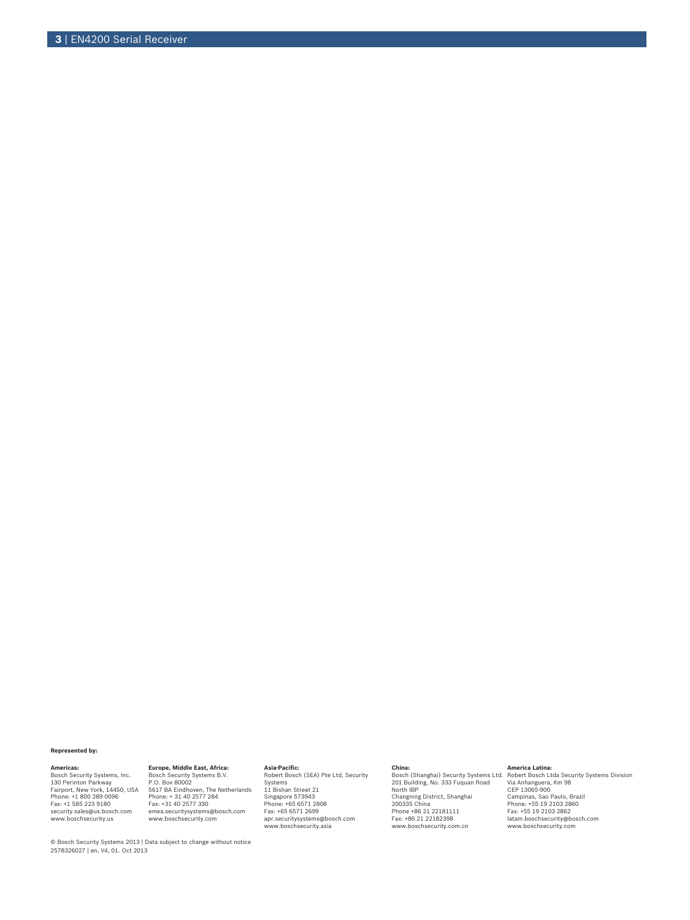**Represented by:**

**Americas:**
Bosch Security Systems, Inc.
130 Perinton Parkway
Fairport, New York, 14450, USA
Phone: +1 800 289 0096
Fax: +1 585 223 9180
security.sales@us.bosch.com
www.boschsecurity.us

**Europe, Middle East, Africa:**
Bosch Security Systems B.V.
P.O. Box 80002
5617 BA Eindhoven, The Netherlands
Phone: + 31 40 2577 284
Fax: +31 40 2577 330
emea.securitysystems@bosch.com
www.boschsecurity.com

**Asia-Pacific:**
Robert Bosch (SEA) Pte Ltd, Security Systems
11 Bishan Street 21
Singapore 573943
Phone: +65 6571 2808
Fax: +65 6571 2699
apr.securitysystems@bosch.com
www.boschsecurity.asia

**China:**
Bosch (Shanghai) Security Systems Ltd.
201 Building, No. 333 Fuquan Road
North IBP
Changning District, Shanghai
200335 China
Phone +86 21 22181111
Fax: +86 21 22182398
www.boschsecurity.com.cn

**America Latina:**
Robert Bosch Ltda Security Systems Division
Via Anhanguera, Km 98
CEP 13065-900
Campinas, Sao Paulo, Brazil
Phone: +55 19 2103 2860
Fax: +55 19 2103 2862
latam.boschsecurity@bosch.com
www.boschsecurity.com

© Bosch Security Systems 2013 | Data subject to change without notice
2578326027 | en, V4, 01. Oct 2013